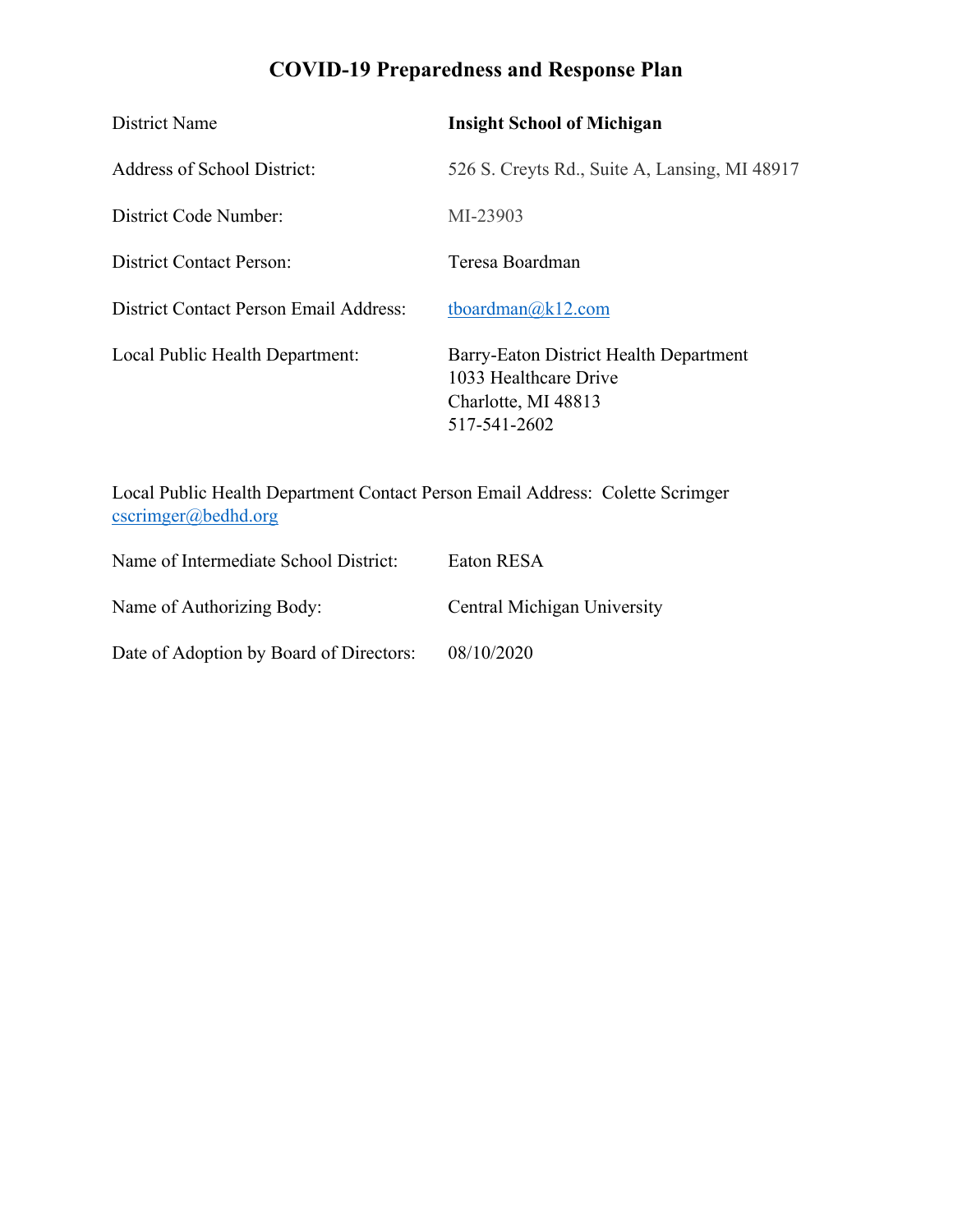# COVID-19 Preparedness and Response Plan

| | |
|---|---|
| District Name | **Insight School of Michigan** |
| Address of School District: | 526 S. Creyts Rd., Suite A, Lansing, MI 48917 |
| District Code Number: | MI-23903 |
| District Contact Person: | Teresa Boardman |
| District Contact Person Email Address: | tboardman@k12.com |
| Local Public Health Department: | Barry-Eaton District Health Department<br>1033 Healthcare Drive<br>Charlotte, MI 48813<br>517-541-2602 |

Local Public Health Department Contact Person Email Address: Colette Scrimger cscrimger@bedhd.org

| | |
|---|---|
| Name of Intermediate School District: | Eaton RESA |
| Name of Authorizing Body: | Central Michigan University |
| Date of Adoption by Board of Directors: | 08/10/2020 |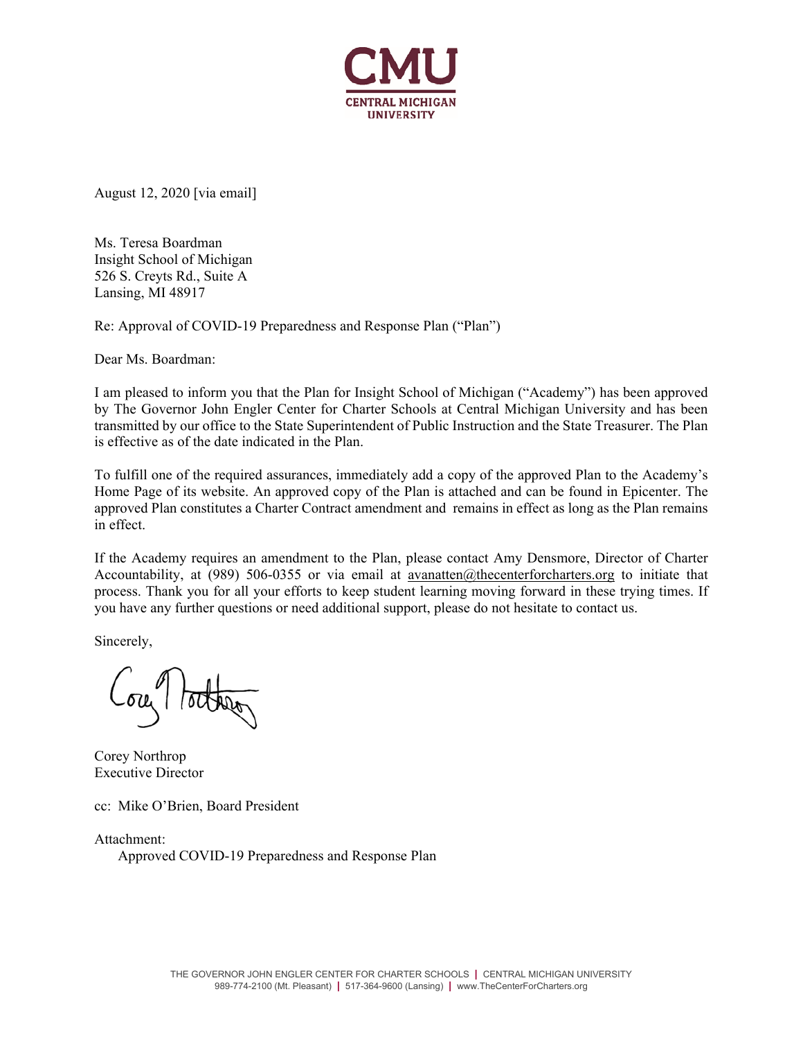CMU
CENTRAL MICHIGAN
UNIVERSITY

August 12, 2020 [via email]

Ms. Teresa Boardman
Insight School of Michigan
526 S. Creyts Rd., Suite A
Lansing, MI 48917

Re: Approval of COVID-19 Preparedness and Response Plan ("Plan")

Dear Ms. Boardman:

I am pleased to inform you that the Plan for Insight School of Michigan ("Academy") has been approved by The Governor John Engler Center for Charter Schools at Central Michigan University and has been transmitted by our office to the State Superintendent of Public Instruction and the State Treasurer. The Plan is effective as of the date indicated in the Plan.

To fulfill one of the required assurances, immediately add a copy of the approved Plan to the Academy's Home Page of its website. An approved copy of the Plan is attached and can be found in Epicenter. The approved Plan constitutes a Charter Contract amendment and remains in effect as long as the Plan remains in effect.

If the Academy requires an amendment to the Plan, please contact Amy Densmore, Director of Charter Accountability, at (989) 506-0355 or via email at avanatten@thecenterforcharters.org to initiate that process. Thank you for all your efforts to keep student learning moving forward in these trying times. If you have any further questions or need additional support, please do not hesitate to contact us.

Sincerely,

Corey Northrop
Executive Director

cc: Mike O'Brien, Board President

Attachment:
Approved COVID-19 Preparedness and Response Plan

THE GOVERNOR JOHN ENGLER CENTER FOR CHARTER SCHOOLS | CENTRAL MICHIGAN UNIVERSITY
989-774-2100 (Mt. Pleasant) | 517-364-9600 (Lansing) | www.TheCenterForCharters.org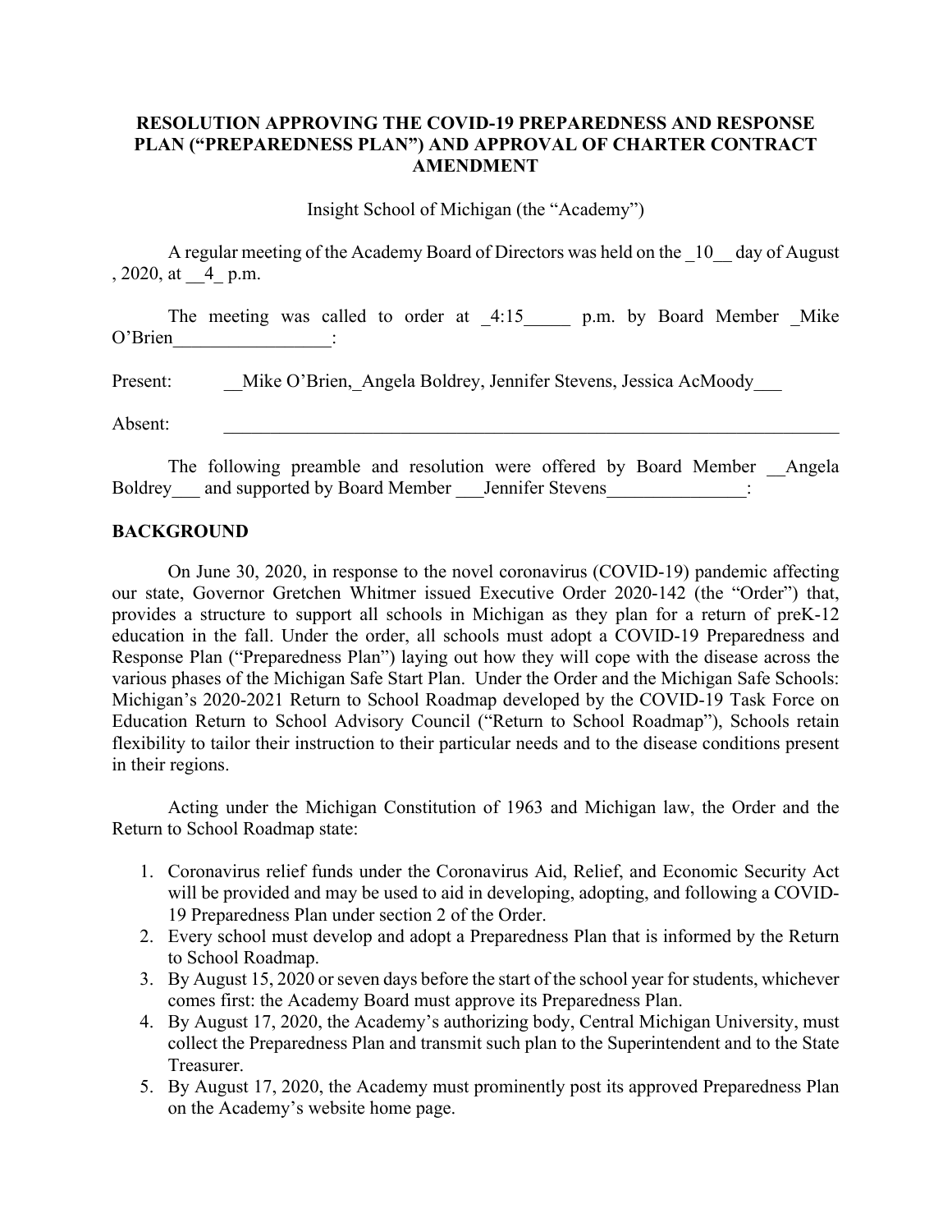**RESOLUTION APPROVING THE COVID-19 PREPAREDNESS AND RESPONSE PLAN ("PREPAREDNESS PLAN") AND APPROVAL OF CHARTER CONTRACT AMENDMENT**

Insight School of Michigan (the "Academy")

A regular meeting of the Academy Board of Directors was held on the _10__ day of August , 2020, at __4_ p.m.

The meeting was called to order at _4:15_____ p.m. by Board Member _Mike O'Brien_________________:

Present: __Mike O'Brien,_Angela Boldrey, Jennifer Stevens, Jessica AcMoody___

Absent: ______________________________________________________________________

The following preamble and resolution were offered by Board Member __Angela Boldrey___ and supported by Board Member ___Jennifer Stevens_______________:

## BACKGROUND

On June 30, 2020, in response to the novel coronavirus (COVID-19) pandemic affecting our state, Governor Gretchen Whitmer issued Executive Order 2020-142 (the "Order") that, provides a structure to support all schools in Michigan as they plan for a return of preK-12 education in the fall. Under the order, all schools must adopt a COVID-19 Preparedness and Response Plan ("Preparedness Plan") laying out how they will cope with the disease across the various phases of the Michigan Safe Start Plan. Under the Order and the Michigan Safe Schools: Michigan's 2020-2021 Return to School Roadmap developed by the COVID-19 Task Force on Education Return to School Advisory Council ("Return to School Roadmap"), Schools retain flexibility to tailor their instruction to their particular needs and to the disease conditions present in their regions.

Acting under the Michigan Constitution of 1963 and Michigan law, the Order and the Return to School Roadmap state:

1. Coronavirus relief funds under the Coronavirus Aid, Relief, and Economic Security Act will be provided and may be used to aid in developing, adopting, and following a COVID-19 Preparedness Plan under section 2 of the Order.
2. Every school must develop and adopt a Preparedness Plan that is informed by the Return to School Roadmap.
3. By August 15, 2020 or seven days before the start of the school year for students, whichever comes first: the Academy Board must approve its Preparedness Plan.
4. By August 17, 2020, the Academy's authorizing body, Central Michigan University, must collect the Preparedness Plan and transmit such plan to the Superintendent and to the State Treasurer.
5. By August 17, 2020, the Academy must prominently post its approved Preparedness Plan on the Academy's website home page.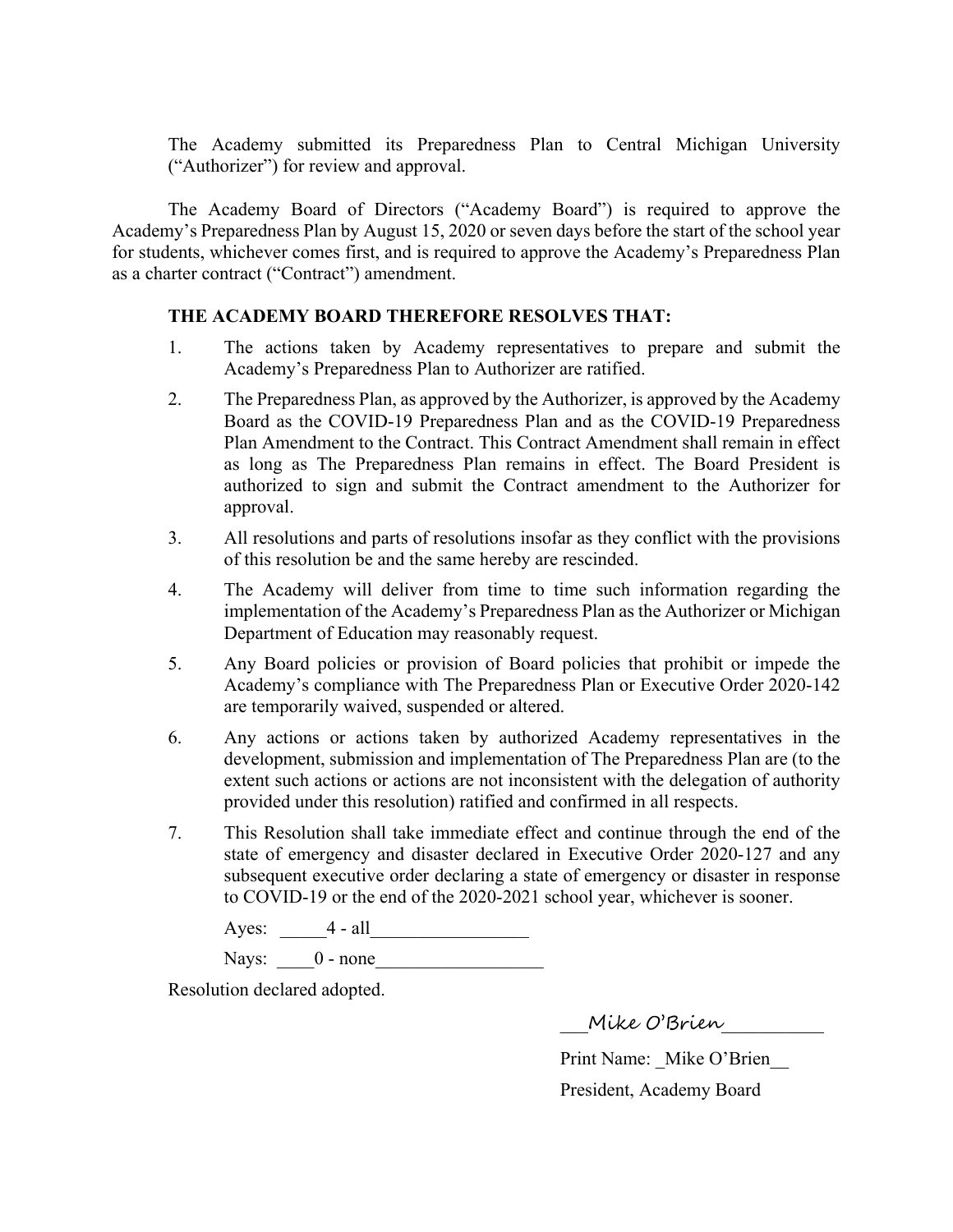The Academy submitted its Preparedness Plan to Central Michigan University ("Authorizer") for review and approval.

The Academy Board of Directors ("Academy Board") is required to approve the Academy's Preparedness Plan by August 15, 2020 or seven days before the start of the school year for students, whichever comes first, and is required to approve the Academy's Preparedness Plan as a charter contract ("Contract") amendment.

**THE ACADEMY BOARD THEREFORE RESOLVES THAT:**

1. The actions taken by Academy representatives to prepare and submit the Academy's Preparedness Plan to Authorizer are ratified.
2. The Preparedness Plan, as approved by the Authorizer, is approved by the Academy Board as the COVID-19 Preparedness Plan and as the COVID-19 Preparedness Plan Amendment to the Contract. This Contract Amendment shall remain in effect as long as The Preparedness Plan remains in effect. The Board President is authorized to sign and submit the Contract amendment to the Authorizer for approval.
3. All resolutions and parts of resolutions insofar as they conflict with the provisions of this resolution be and the same hereby are rescinded.
4. The Academy will deliver from time to time such information regarding the implementation of the Academy's Preparedness Plan as the Authorizer or Michigan Department of Education may reasonably request.
5. Any Board policies or provision of Board policies that prohibit or impede the Academy's compliance with The Preparedness Plan or Executive Order 2020-142 are temporarily waived, suspended or altered.
6. Any actions or actions taken by authorized Academy representatives in the development, submission and implementation of The Preparedness Plan are (to the extent such actions or actions are not inconsistent with the delegation of authority provided under this resolution) ratified and confirmed in all respects.
7. This Resolution shall take immediate effect and continue through the end of the state of emergency and disaster declared in Executive Order 2020-127 and any subsequent executive order declaring a state of emergency or disaster in response to COVID-19 or the end of the 2020-2021 school year, whichever is sooner.

Ayes: _____4 - all_________________

Nays: ____0 - none__________________

Resolution declared adopted.

___Mike O'Brien__________

Print Name: _Mike O'Brien__

President, Academy Board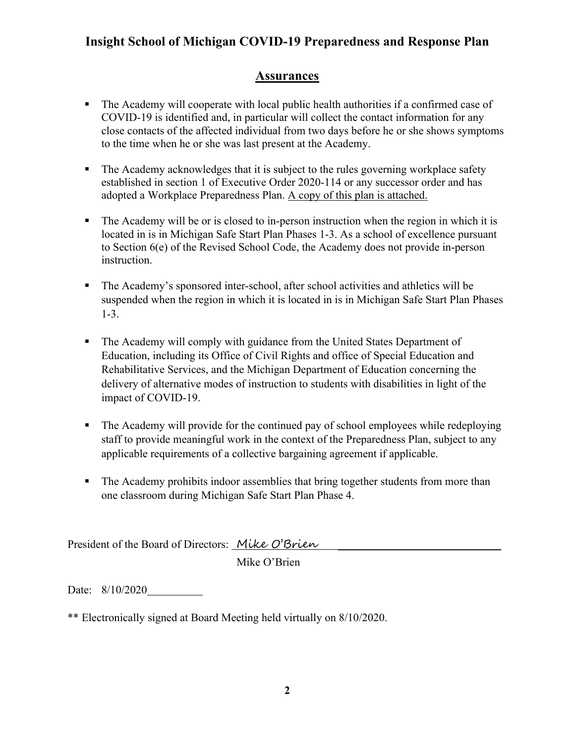# Insight School of Michigan COVID-19 Preparedness and Response Plan

## Assurances

- The Academy will cooperate with local public health authorities if a confirmed case of COVID-19 is identified and, in particular will collect the contact information for any close contacts of the affected individual from two days before he or she shows symptoms to the time when he or she was last present at the Academy.

- The Academy acknowledges that it is subject to the rules governing workplace safety established in section 1 of Executive Order 2020-114 or any successor order and has adopted a Workplace Preparedness Plan. A copy of this plan is attached.

- The Academy will be or is closed to in-person instruction when the region in which it is located in is in Michigan Safe Start Plan Phases 1-3. As a school of excellence pursuant to Section 6(e) of the Revised School Code, the Academy does not provide in-person instruction.

- The Academy's sponsored inter-school, after school activities and athletics will be suspended when the region in which it is located in is in Michigan Safe Start Plan Phases 1-3.

- The Academy will comply with guidance from the United States Department of Education, including its Office of Civil Rights and office of Special Education and Rehabilitative Services, and the Michigan Department of Education concerning the delivery of alternative modes of instruction to students with disabilities in light of the impact of COVID-19.

- The Academy will provide for the continued pay of school employees while redeploying staff to provide meaningful work in the context of the Preparedness Plan, subject to any applicable requirements of a collective bargaining agreement if applicable.

- The Academy prohibits indoor assemblies that bring together students from more than one classroom during Michigan Safe Start Plan Phase 4.

President of the Board of Directors: Mike O'Brien

Mike O'Brien

Date: 8/10/2020

** Electronically signed at Board Meeting held virtually on 8/10/2020.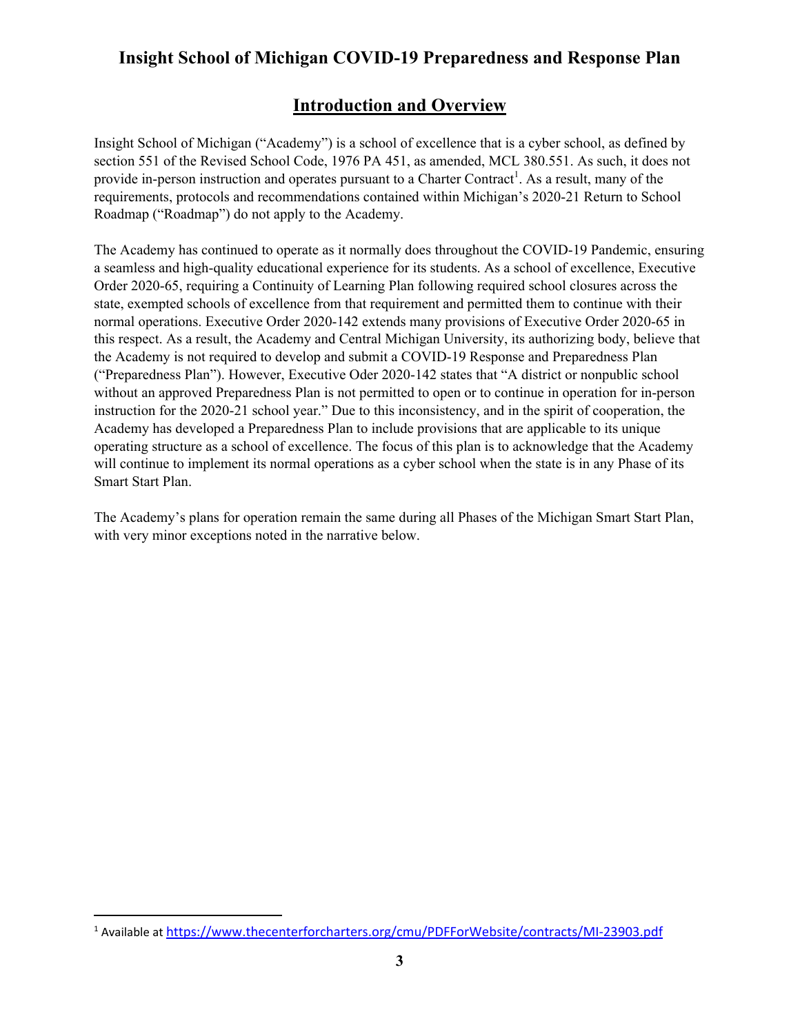# Insight School of Michigan COVID-19 Preparedness and Response Plan

## Introduction and Overview

Insight School of Michigan ("Academy") is a school of excellence that is a cyber school, as defined by section 551 of the Revised School Code, 1976 PA 451, as amended, MCL 380.551. As such, it does not provide in-person instruction and operates pursuant to a Charter Contract[1]. As a result, many of the requirements, protocols and recommendations contained within Michigan's 2020-21 Return to School Roadmap ("Roadmap") do not apply to the Academy.

The Academy has continued to operate as it normally does throughout the COVID-19 Pandemic, ensuring a seamless and high-quality educational experience for its students. As a school of excellence, Executive Order 2020-65, requiring a Continuity of Learning Plan following required school closures across the state, exempted schools of excellence from that requirement and permitted them to continue with their normal operations. Executive Order 2020-142 extends many provisions of Executive Order 2020-65 in this respect. As a result, the Academy and Central Michigan University, its authorizing body, believe that the Academy is not required to develop and submit a COVID-19 Response and Preparedness Plan ("Preparedness Plan"). However, Executive Oder 2020-142 states that "A district or nonpublic school without an approved Preparedness Plan is not permitted to open or to continue in operation for in-person instruction for the 2020-21 school year." Due to this inconsistency, and in the spirit of cooperation, the Academy has developed a Preparedness Plan to include provisions that are applicable to its unique operating structure as a school of excellence. The focus of this plan is to acknowledge that the Academy will continue to implement its normal operations as a cyber school when the state is in any Phase of its Smart Start Plan.

The Academy's plans for operation remain the same during all Phases of the Michigan Smart Start Plan, with very minor exceptions noted in the narrative below.

---

[1] Available at https://www.thecenterforcharters.org/cmu/PDFForWebsite/contracts/MI-23903.pdf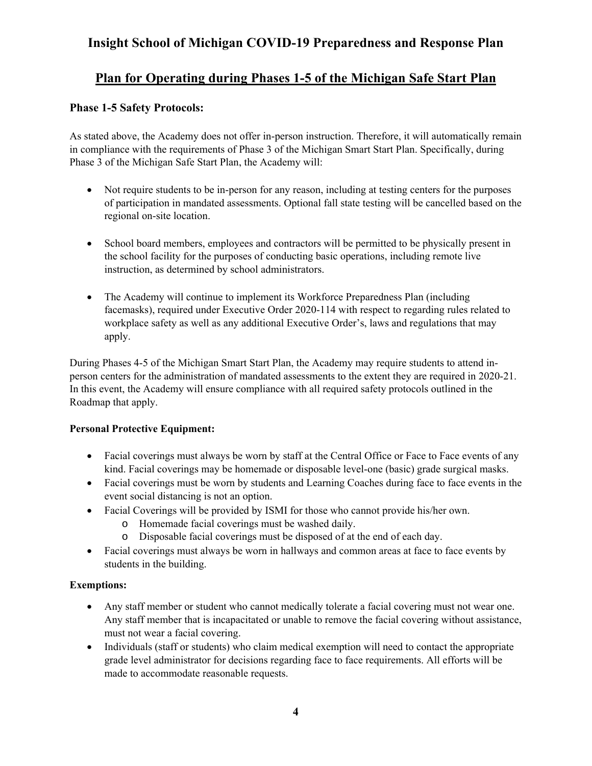# Insight School of Michigan COVID-19 Preparedness and Response Plan

## Plan for Operating during Phases 1-5 of the Michigan Safe Start Plan

### Phase 1-5 Safety Protocols:

As stated above, the Academy does not offer in-person instruction. Therefore, it will automatically remain in compliance with the requirements of Phase 3 of the Michigan Smart Start Plan. Specifically, during Phase 3 of the Michigan Safe Start Plan, the Academy will:

- Not require students to be in-person for any reason, including at testing centers for the purposes of participation in mandated assessments. Optional fall state testing will be cancelled based on the regional on-site location.

- School board members, employees and contractors will be permitted to be physically present in the school facility for the purposes of conducting basic operations, including remote live instruction, as determined by school administrators.

- The Academy will continue to implement its Workforce Preparedness Plan (including facemasks), required under Executive Order 2020-114 with respect to regarding rules related to workplace safety as well as any additional Executive Order's, laws and regulations that may apply.

During Phases 4-5 of the Michigan Smart Start Plan, the Academy may require students to attend in-person centers for the administration of mandated assessments to the extent they are required in 2020-21. In this event, the Academy will ensure compliance with all required safety protocols outlined in the Roadmap that apply.

### Personal Protective Equipment:

- Facial coverings must always be worn by staff at the Central Office or Face to Face events of any kind. Facial coverings may be homemade or disposable level-one (basic) grade surgical masks.
- Facial coverings must be worn by students and Learning Coaches during face to face events in the event social distancing is not an option.
- Facial Coverings will be provided by ISMI for those who cannot provide his/her own.
  - Homemade facial coverings must be washed daily.
  - Disposable facial coverings must be disposed of at the end of each day.
- Facial coverings must always be worn in hallways and common areas at face to face events by students in the building.

### Exemptions:

- Any staff member or student who cannot medically tolerate a facial covering must not wear one. Any staff member that is incapacitated or unable to remove the facial covering without assistance, must not wear a facial covering.
- Individuals (staff or students) who claim medical exemption will need to contact the appropriate grade level administrator for decisions regarding face to face requirements. All efforts will be made to accommodate reasonable requests.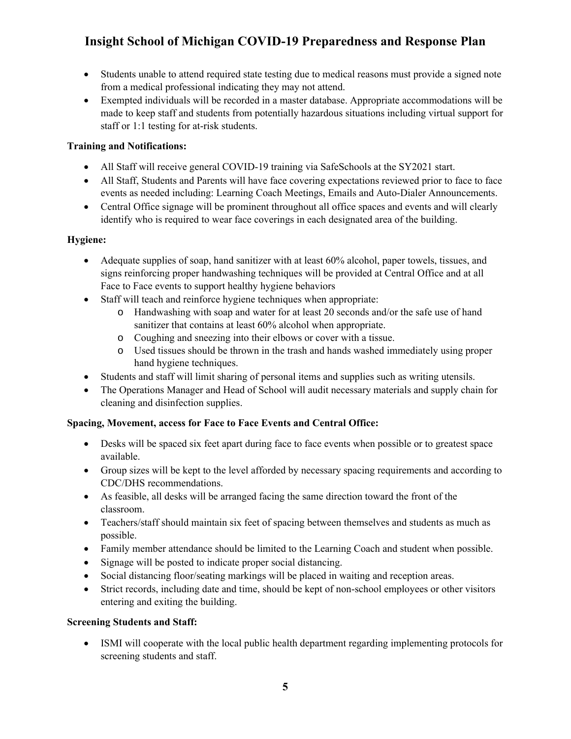- Students unable to attend required state testing due to medical reasons must provide a signed note from a medical professional indicating they may not attend.
- Exempted individuals will be recorded in a master database. Appropriate accommodations will be made to keep staff and students from potentially hazardous situations including virtual support for staff or 1:1 testing for at-risk students.

**Training and Notifications:**

- All Staff will receive general COVID-19 training via SafeSchools at the SY2021 start.
- All Staff, Students and Parents will have face covering expectations reviewed prior to face to face events as needed including: Learning Coach Meetings, Emails and Auto-Dialer Announcements.
- Central Office signage will be prominent throughout all office spaces and events and will clearly identify who is required to wear face coverings in each designated area of the building.

**Hygiene:**

- Adequate supplies of soap, hand sanitizer with at least 60% alcohol, paper towels, tissues, and signs reinforcing proper handwashing techniques will be provided at Central Office and at all Face to Face events to support healthy hygiene behaviors
- Staff will teach and reinforce hygiene techniques when appropriate:
  - Handwashing with soap and water for at least 20 seconds and/or the safe use of hand sanitizer that contains at least 60% alcohol when appropriate.
  - Coughing and sneezing into their elbows or cover with a tissue.
  - Used tissues should be thrown in the trash and hands washed immediately using proper hand hygiene techniques.
- Students and staff will limit sharing of personal items and supplies such as writing utensils.
- The Operations Manager and Head of School will audit necessary materials and supply chain for cleaning and disinfection supplies.

**Spacing, Movement, access for Face to Face Events and Central Office:**

- Desks will be spaced six feet apart during face to face events when possible or to greatest space available.
- Group sizes will be kept to the level afforded by necessary spacing requirements and according to CDC/DHS recommendations.
- As feasible, all desks will be arranged facing the same direction toward the front of the classroom.
- Teachers/staff should maintain six feet of spacing between themselves and students as much as possible.
- Family member attendance should be limited to the Learning Coach and student when possible.
- Signage will be posted to indicate proper social distancing.
- Social distancing floor/seating markings will be placed in waiting and reception areas.
- Strict records, including date and time, should be kept of non-school employees or other visitors entering and exiting the building.

**Screening Students and Staff:**

- ISMI will cooperate with the local public health department regarding implementing protocols for screening students and staff.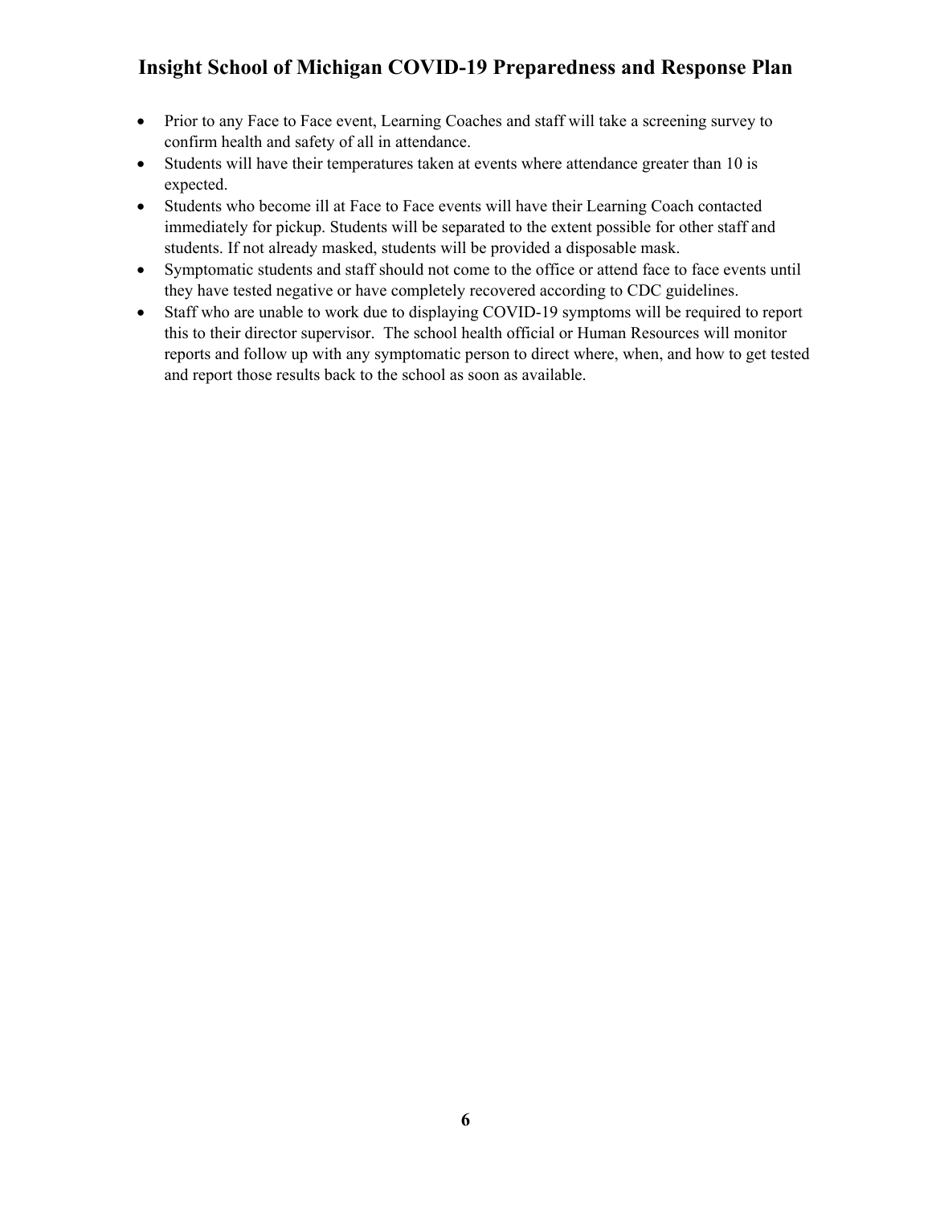- Prior to any Face to Face event, Learning Coaches and staff will take a screening survey to confirm health and safety of all in attendance.
- Students will have their temperatures taken at events where attendance greater than 10 is expected.
- Students who become ill at Face to Face events will have their Learning Coach contacted immediately for pickup. Students will be separated to the extent possible for other staff and students. If not already masked, students will be provided a disposable mask.
- Symptomatic students and staff should not come to the office or attend face to face events until they have tested negative or have completely recovered according to CDC guidelines.
- Staff who are unable to work due to displaying COVID-19 symptoms will be required to report this to their director supervisor. The school health official or Human Resources will monitor reports and follow up with any symptomatic person to direct where, when, and how to get tested and report those results back to the school as soon as available.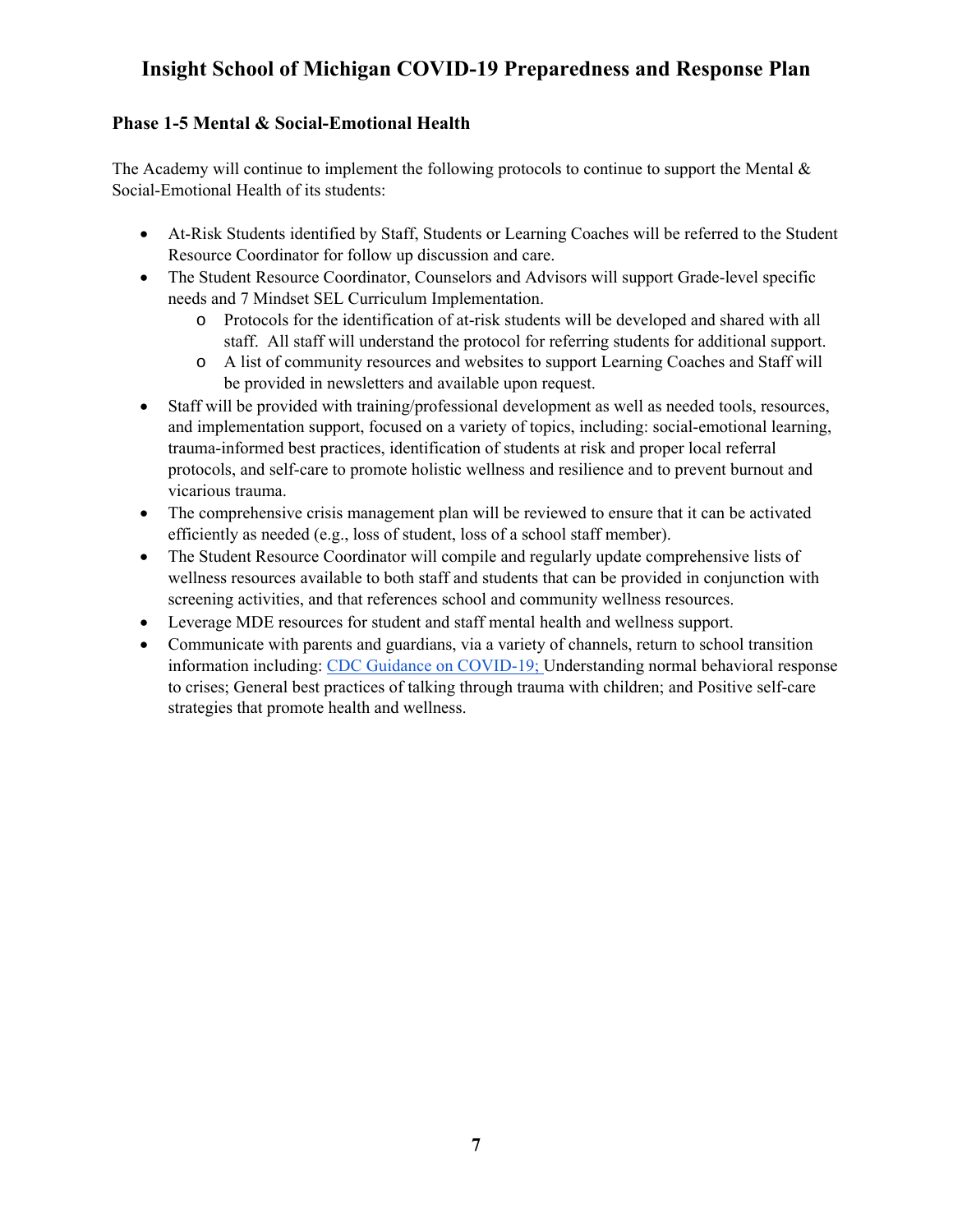# Insight School of Michigan COVID-19 Preparedness and Response Plan

## Phase 1-5 Mental & Social-Emotional Health

The Academy will continue to implement the following protocols to continue to support the Mental & Social-Emotional Health of its students:

- At-Risk Students identified by Staff, Students or Learning Coaches will be referred to the Student Resource Coordinator for follow up discussion and care.
- The Student Resource Coordinator, Counselors and Advisors will support Grade-level specific needs and 7 Mindset SEL Curriculum Implementation.
  - Protocols for the identification of at-risk students will be developed and shared with all staff. All staff will understand the protocol for referring students for additional support.
  - A list of community resources and websites to support Learning Coaches and Staff will be provided in newsletters and available upon request.
- Staff will be provided with training/professional development as well as needed tools, resources, and implementation support, focused on a variety of topics, including: social-emotional learning, trauma-informed best practices, identification of students at risk and proper local referral protocols, and self-care to promote holistic wellness and resilience and to prevent burnout and vicarious trauma.
- The comprehensive crisis management plan will be reviewed to ensure that it can be activated efficiently as needed (e.g., loss of student, loss of a school staff member).
- The Student Resource Coordinator will compile and regularly update comprehensive lists of wellness resources available to both staff and students that can be provided in conjunction with screening activities, and that references school and community wellness resources.
- Leverage MDE resources for student and staff mental health and wellness support.
- Communicate with parents and guardians, via a variety of channels, return to school transition information including: CDC Guidance on COVID-19; Understanding normal behavioral response to crises; General best practices of talking through trauma with children; and Positive self-care strategies that promote health and wellness.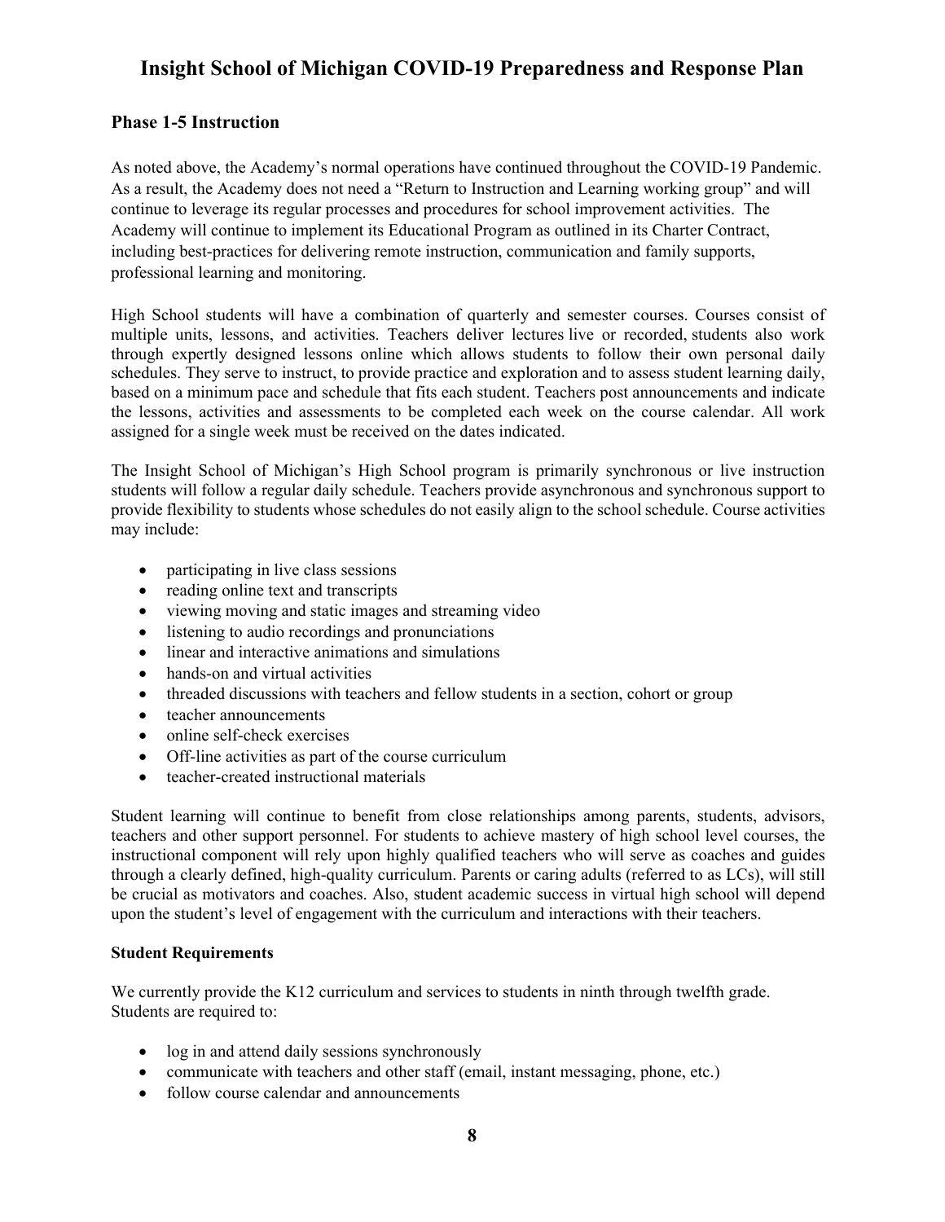## Phase 1-5 Instruction

As noted above, the Academy's normal operations have continued throughout the COVID-19 Pandemic. As a result, the Academy does not need a "Return to Instruction and Learning working group" and will continue to leverage its regular processes and procedures for school improvement activities. The Academy will continue to implement its Educational Program as outlined in its Charter Contract, including best-practices for delivering remote instruction, communication and family supports, professional learning and monitoring.

High School students will have a combination of quarterly and semester courses. Courses consist of multiple units, lessons, and activities. Teachers deliver lectures live or recorded, students also work through expertly designed lessons online which allows students to follow their own personal daily schedules. They serve to instruct, to provide practice and exploration and to assess student learning daily, based on a minimum pace and schedule that fits each student. Teachers post announcements and indicate the lessons, activities and assessments to be completed each week on the course calendar. All work assigned for a single week must be received on the dates indicated.

The Insight School of Michigan's High School program is primarily synchronous or live instruction students will follow a regular daily schedule. Teachers provide asynchronous and synchronous support to provide flexibility to students whose schedules do not easily align to the school schedule. Course activities may include:

- participating in live class sessions
- reading online text and transcripts
- viewing moving and static images and streaming video
- listening to audio recordings and pronunciations
- linear and interactive animations and simulations
- hands-on and virtual activities
- threaded discussions with teachers and fellow students in a section, cohort or group
- teacher announcements
- online self-check exercises
- Off-line activities as part of the course curriculum
- teacher-created instructional materials

Student learning will continue to benefit from close relationships among parents, students, advisors, teachers and other support personnel. For students to achieve mastery of high school level courses, the instructional component will rely upon highly qualified teachers who will serve as coaches and guides through a clearly defined, high-quality curriculum. Parents or caring adults (referred to as LCs), will still be crucial as motivators and coaches. Also, student academic success in virtual high school will depend upon the student's level of engagement with the curriculum and interactions with their teachers.

**Student Requirements**

We currently provide the K12 curriculum and services to students in ninth through twelfth grade. Students are required to:

- log in and attend daily sessions synchronously
- communicate with teachers and other staff (email, instant messaging, phone, etc.)
- follow course calendar and announcements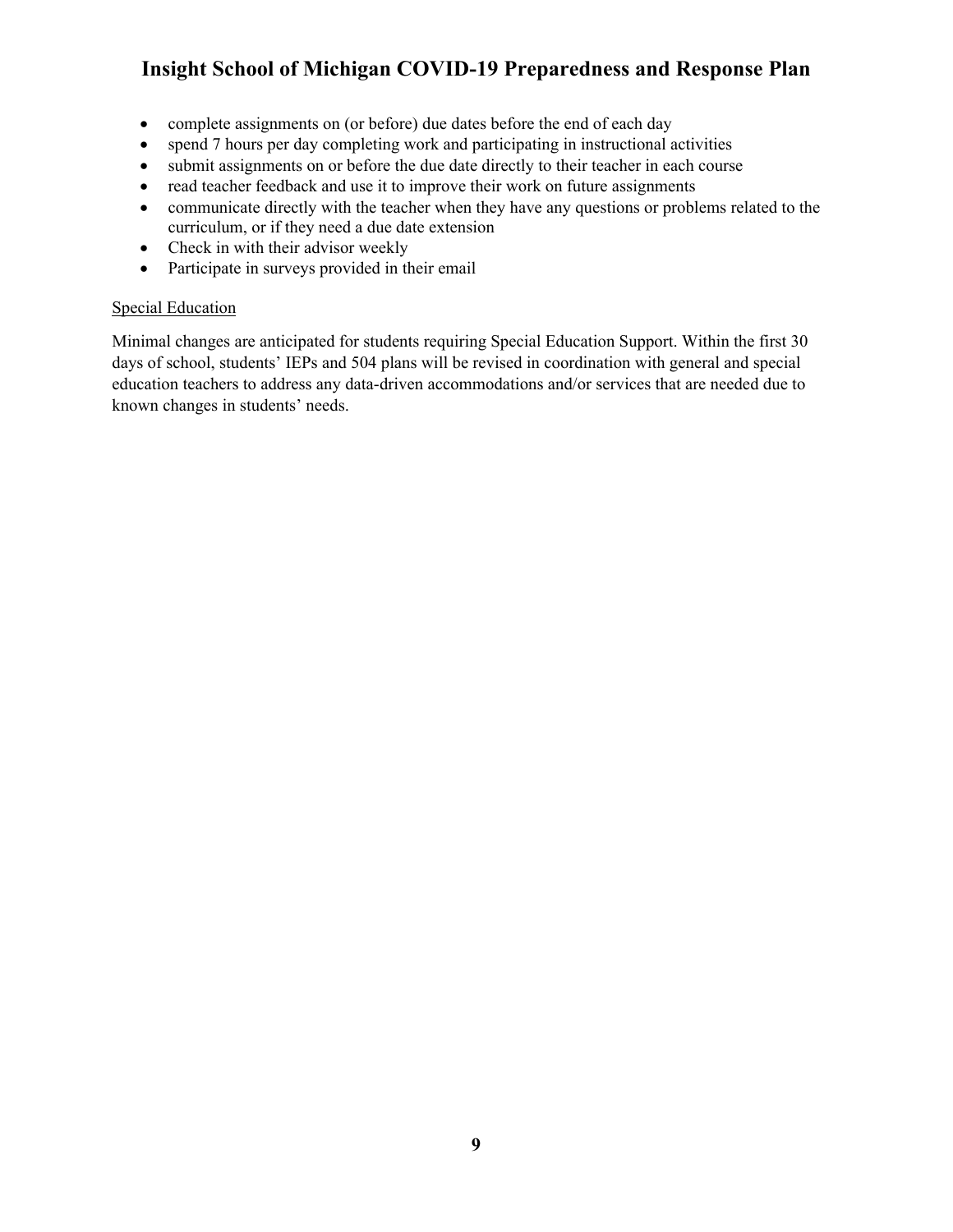- complete assignments on (or before) due dates before the end of each day
- spend 7 hours per day completing work and participating in instructional activities
- submit assignments on or before the due date directly to their teacher in each course
- read teacher feedback and use it to improve their work on future assignments
- communicate directly with the teacher when they have any questions or problems related to the curriculum, or if they need a due date extension
- Check in with their advisor weekly
- Participate in surveys provided in their email

Special Education

Minimal changes are anticipated for students requiring Special Education Support. Within the first 30 days of school, students' IEPs and 504 plans will be revised in coordination with general and special education teachers to address any data-driven accommodations and/or services that are needed due to known changes in students' needs.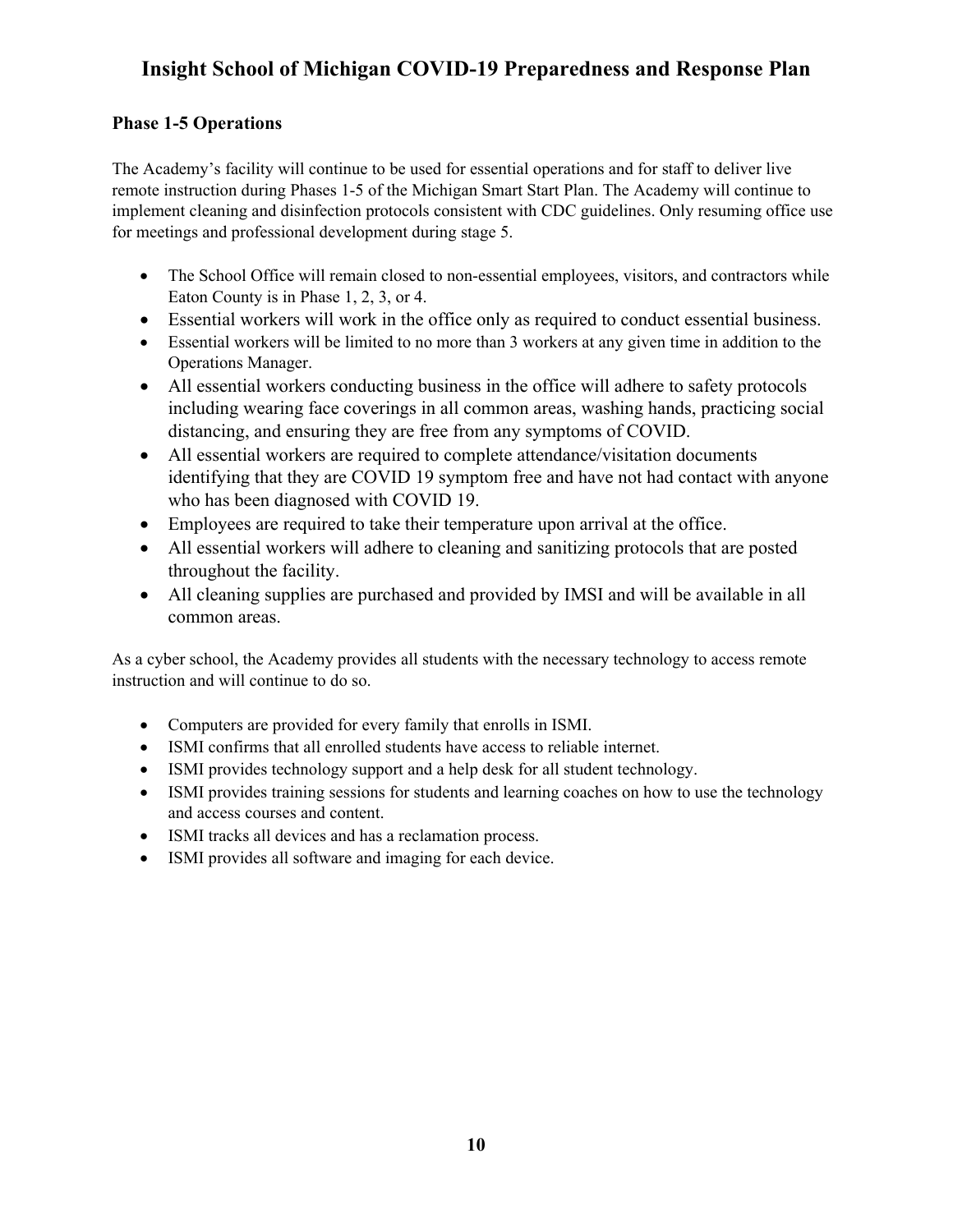## Phase 1-5 Operations

The Academy's facility will continue to be used for essential operations and for staff to deliver live remote instruction during Phases 1-5 of the Michigan Smart Start Plan. The Academy will continue to implement cleaning and disinfection protocols consistent with CDC guidelines. Only resuming office use for meetings and professional development during stage 5.

- The School Office will remain closed to non-essential employees, visitors, and contractors while Eaton County is in Phase 1, 2, 3, or 4.
- Essential workers will work in the office only as required to conduct essential business.
- Essential workers will be limited to no more than 3 workers at any given time in addition to the Operations Manager.
- All essential workers conducting business in the office will adhere to safety protocols including wearing face coverings in all common areas, washing hands, practicing social distancing, and ensuring they are free from any symptoms of COVID.
- All essential workers are required to complete attendance/visitation documents identifying that they are COVID 19 symptom free and have not had contact with anyone who has been diagnosed with COVID 19.
- Employees are required to take their temperature upon arrival at the office.
- All essential workers will adhere to cleaning and sanitizing protocols that are posted throughout the facility.
- All cleaning supplies are purchased and provided by IMSI and will be available in all common areas.

As a cyber school, the Academy provides all students with the necessary technology to access remote instruction and will continue to do so.

- Computers are provided for every family that enrolls in ISMI.
- ISMI confirms that all enrolled students have access to reliable internet.
- ISMI provides technology support and a help desk for all student technology.
- ISMI provides training sessions for students and learning coaches on how to use the technology and access courses and content.
- ISMI tracks all devices and has a reclamation process.
- ISMI provides all software and imaging for each device.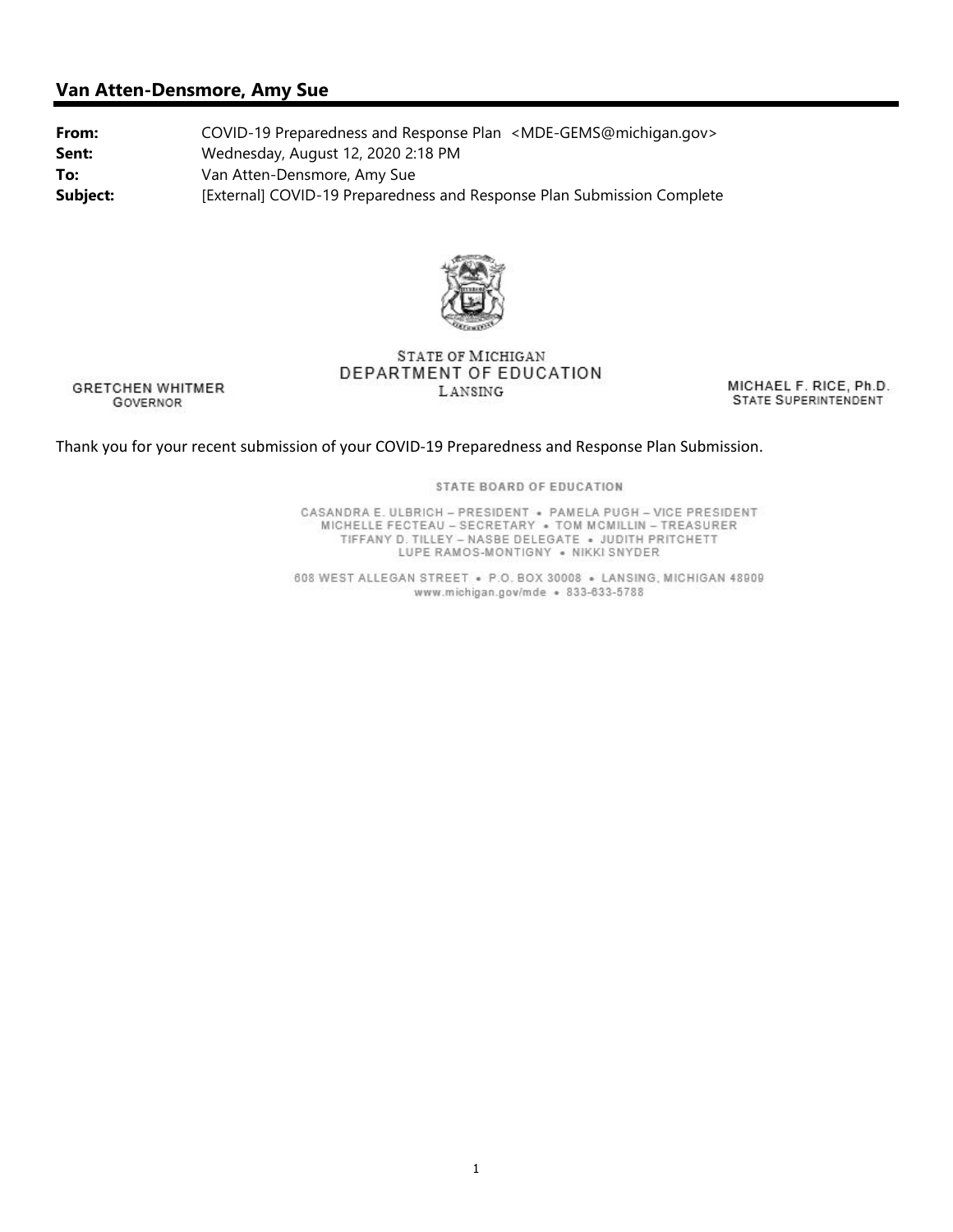## Van Atten-Densmore, Amy Sue

**From:** COVID-19 Preparedness and Response Plan <MDE-GEMS@michigan.gov>
**Sent:** Wednesday, August 12, 2020 2:18 PM
**To:** Van Atten-Densmore, Amy Sue
**Subject:** [External] COVID-19 Preparedness and Response Plan Submission Complete

STATE OF MICHIGAN
DEPARTMENT OF EDUCATION
LANSING

GRETCHEN WHITMER
GOVERNOR

MICHAEL F. RICE, Ph.D.
STATE SUPERINTENDENT

Thank you for your recent submission of your COVID-19 Preparedness and Response Plan Submission.

STATE BOARD OF EDUCATION

CASANDRA E. ULBRICH – PRESIDENT • PAMELA PUGH – VICE PRESIDENT
MICHELLE FECTEAU – SECRETARY • TOM MCMILLIN – TREASURER
TIFFANY D. TILLEY – NASBE DELEGATE • JUDITH PRITCHETT
LUPE RAMOS-MONTIGNY • NIKKI SNYDER

608 WEST ALLEGAN STREET • P.O. BOX 30008 • LANSING, MICHIGAN 48909
www.michigan.gov/mde • 833-633-5788